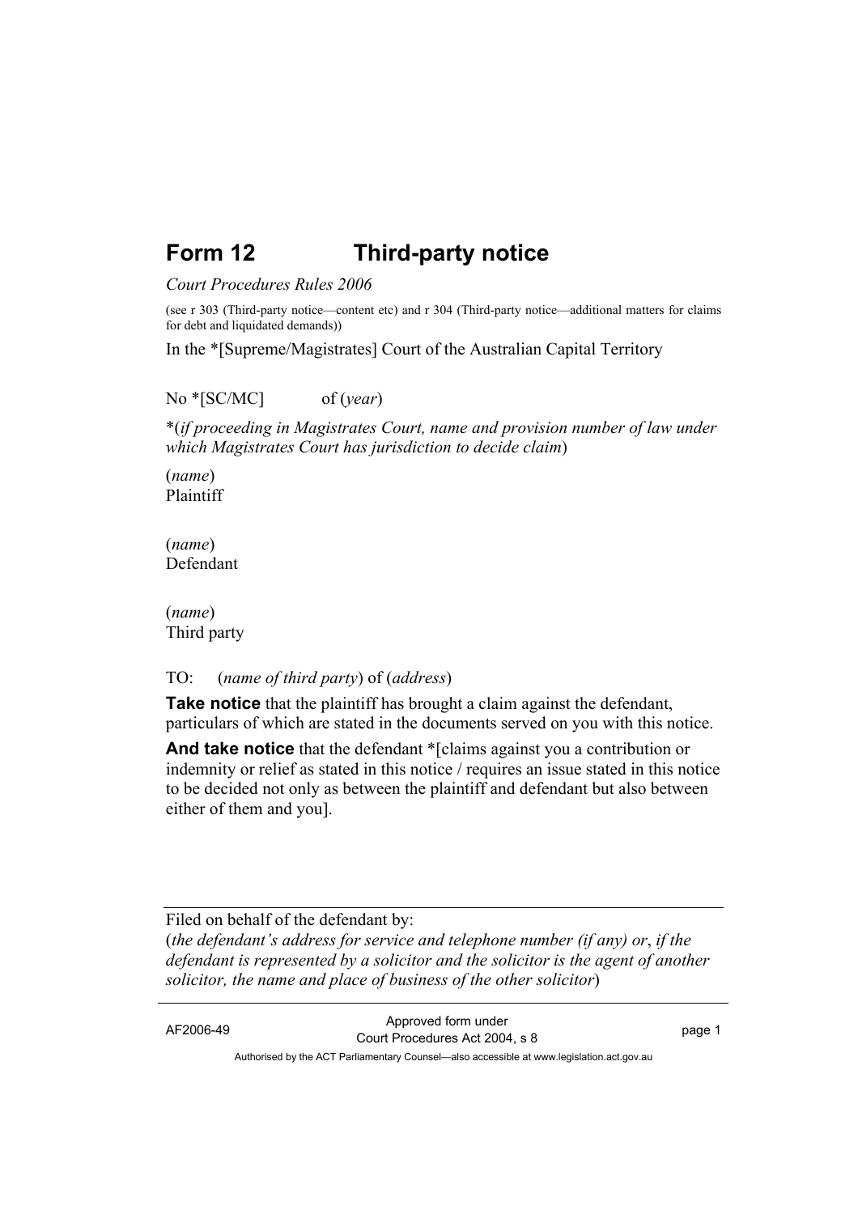# Form 12 Third-party notice

*Court Procedures Rules 2006*

(see r 303 (Third-party notice—content etc) and r 304 (Third-party notice—additional matters for claims for debt and liquidated demands))

In the *[Supreme/Magistrates] Court of the Australian Capital Territory

No *[SC/MC] of (*year*)

*(*if proceeding in Magistrates Court, name and provision number of law under which Magistrates Court has jurisdiction to decide claim*)

(*name*)
Plaintiff

(*name*)
Defendant

(*name*)
Third party

TO: (*name of third party*) of (*address*)

**Take notice** that the plaintiff has brought a claim against the defendant, particulars of which are stated in the documents served on you with this notice.

**And take notice** that the defendant *[claims against you a contribution or indemnity or relief as stated in this notice / requires an issue stated in this notice to be decided not only as between the plaintiff and defendant but also between either of them and you].

---

Filed on behalf of the defendant by:
(*the defendant's address for service and telephone number (if any) or*, *if the defendant is represented by a solicitor and the solicitor is the agent of another solicitor, the name and place of business of the other solicitor*)

---

AF2006-49 Approved form under Court Procedures Act 2004, s 8

Authorised by the ACT Parliamentary Counsel—also accessible at www.legislation.act.gov.au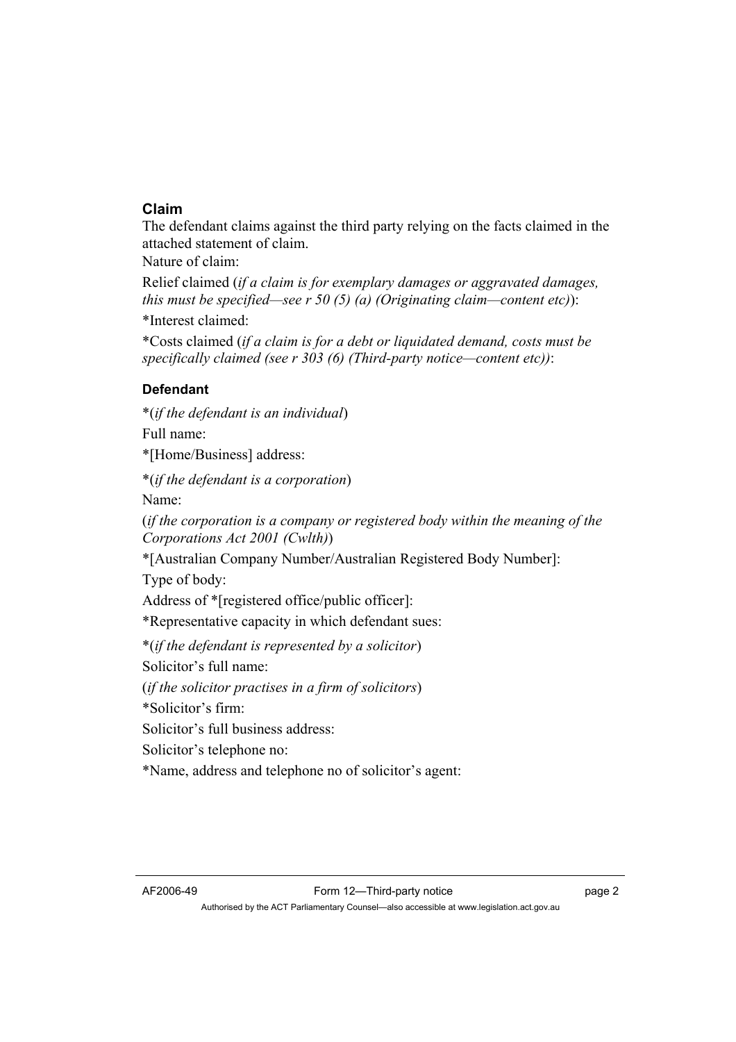### Claim

The defendant claims against the third party relying on the facts claimed in the attached statement of claim.

Nature of claim:

Relief claimed (*if a claim is for exemplary damages or aggravated damages, this must be specified—see r 50 (5) (a) (Originating claim—content etc)*):

*Interest claimed:

*Costs claimed (*if a claim is for a debt or liquidated demand, costs must be specifically claimed (see r 303 (6) (Third-party notice—content etc))*:

### Defendant

*(*if the defendant is an individual*)

Full name:

*[Home/Business] address:

*(*if the defendant is a corporation*)

Name:

(*if the corporation is a company or registered body within the meaning of the Corporations Act 2001 (Cwlth)*)

*[Australian Company Number/Australian Registered Body Number]:

Type of body:

Address of *[registered office/public officer]:

*Representative capacity in which defendant sues:

*(*if the defendant is represented by a solicitor*)

Solicitor's full name:

(*if the solicitor practises in a firm of solicitors*)

*Solicitor's firm:

Solicitor's full business address:

Solicitor's telephone no:

*Name, address and telephone no of solicitor's agent: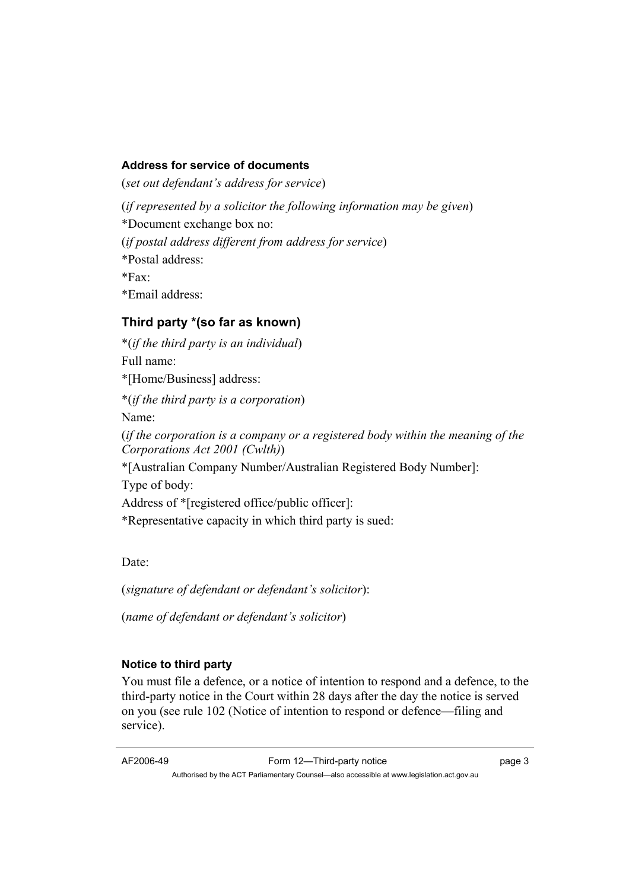### Address for service of documents

(*set out defendant's address for service*)

(*if represented by a solicitor the following information may be given*)

*Document exchange box no:

(*if postal address different from address for service*)

*Postal address:

*Fax:

*Email address:

## Third party *(so far as known)

*(*if the third party is an individual*)

Full name:

*[Home/Business] address:

*(*if the third party is a corporation*)

Name:

(*if the corporation is a company or a registered body within the meaning of the Corporations Act 2001 (Cwlth)*)

*[Australian Company Number/Australian Registered Body Number]:

Type of body:

Address of *[registered office/public officer]:

*Representative capacity in which third party is sued:

Date:

(*signature of defendant or defendant's solicitor*):

(*name of defendant or defendant's solicitor*)

### Notice to third party

You must file a defence, or a notice of intention to respond and a defence, to the third-party notice in the Court within 28 days after the day the notice is served on you (see rule 102 (Notice of intention to respond or defence—filing and service).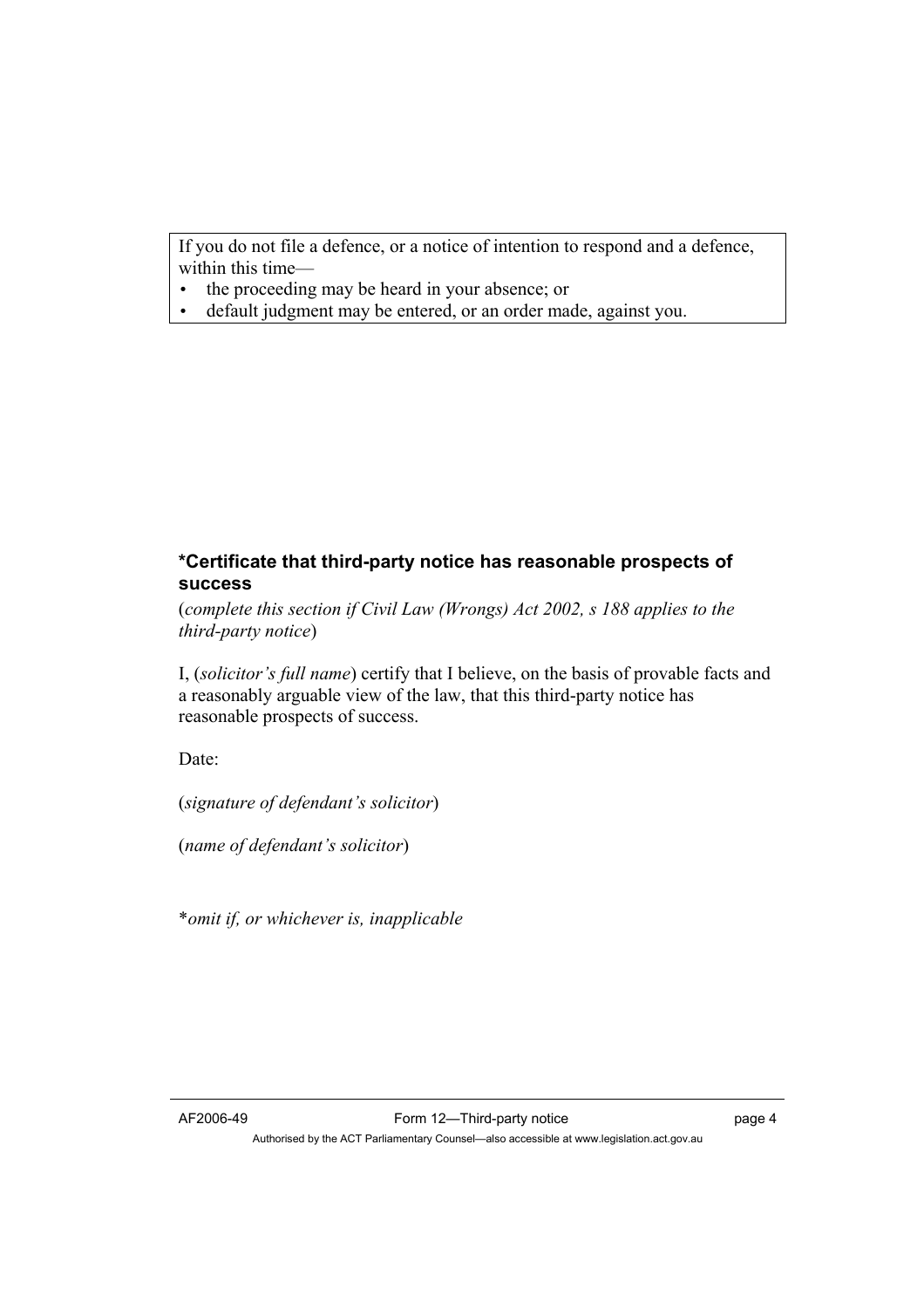If you do not file a defence, or a notice of intention to respond and a defence, within this time—

- the proceeding may be heard in your absence; or
- default judgment may be entered, or an order made, against you.

### *Certificate that third-party notice has reasonable prospects of success

(*complete this section if Civil Law (Wrongs) Act 2002, s 188 applies to the third-party notice*)

I, (*solicitor's full name*) certify that I believe, on the basis of provable facts and a reasonably arguable view of the law, that this third-party notice has reasonable prospects of success.

Date:

(*signature of defendant's solicitor*)

(*name of defendant's solicitor*)

**omit if, or whichever is, inapplicable*